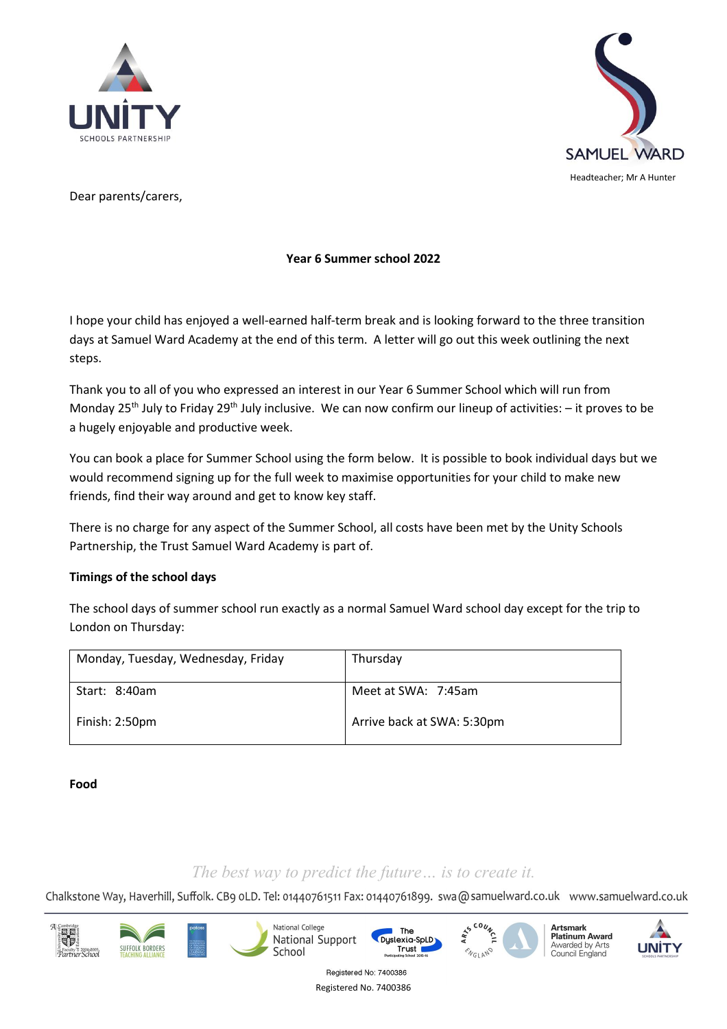Headteacher; Mr A Hunter

Dear parents/carers,

**Year 6 Summer school 2022**

I hope your child has enjoyed a well-earned half-term break and is looking forward to the three transition days at Samuel Ward Academy at the end of this term. A letter will go out this week outlining the next steps.

Thank you to all of you who expressed an interest in our Year 6 Summer School which will run from Monday 25th July to Friday 29th July inclusive. We can now confirm our lineup of activities: – it proves to be a hugely enjoyable and productive week.

You can book a place for Summer School using the form below. It is possible to book individual days but we would recommend signing up for the full week to maximise opportunities for your child to make new friends, find their way around and get to know key staff.

There is no charge for any aspect of the Summer School, all costs have been met by the Unity Schools Partnership, the Trust Samuel Ward Academy is part of.

**Timings of the school days**

The school days of summer school run exactly as a normal Samuel Ward school day except for the trip to London on Thursday:

| Monday, Tuesday, Wednesday, Friday | Thursday |
|---|---|
| Start: 8:40am<br>Finish: 2:50pm | Meet at SWA: 7:45am<br>Arrive back at SWA: 5:30pm |

**Food**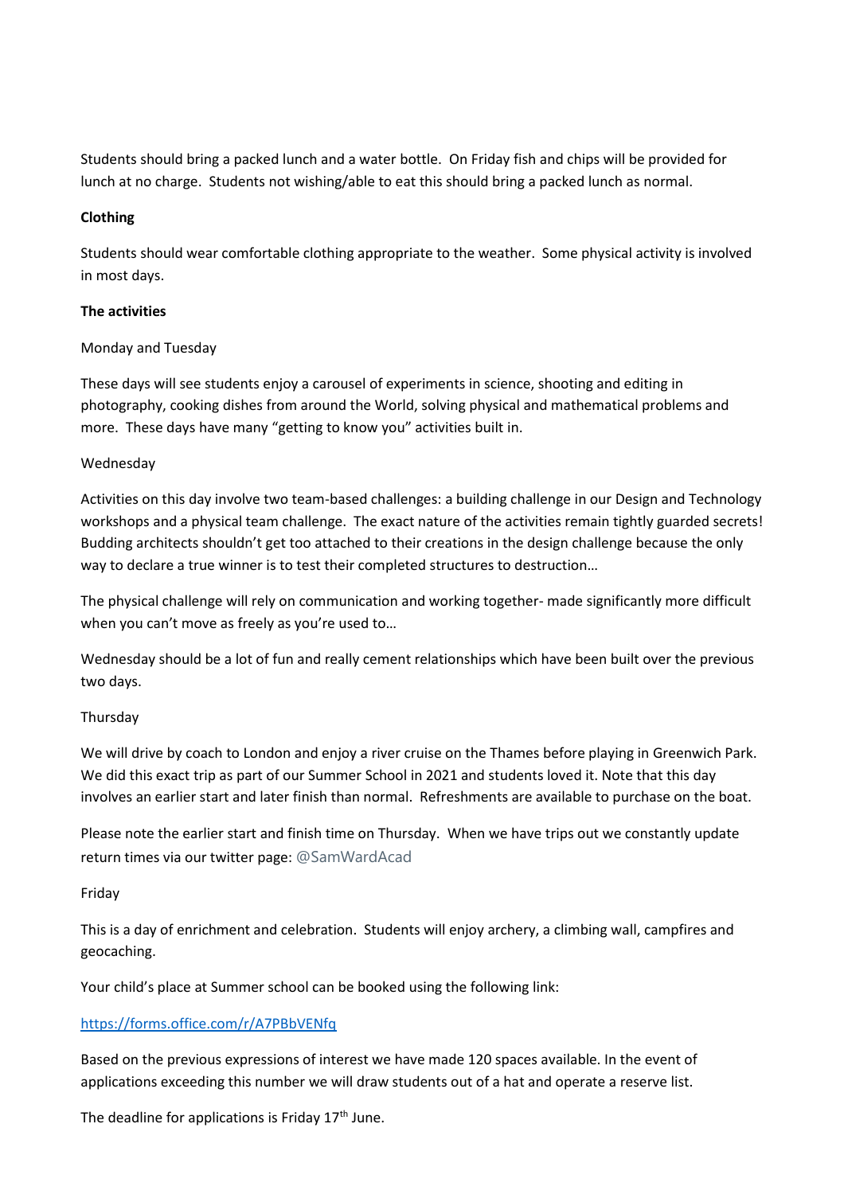Students should bring a packed lunch and a water bottle. On Friday fish and chips will be provided for lunch at no charge. Students not wishing/able to eat this should bring a packed lunch as normal.

**Clothing**

Students should wear comfortable clothing appropriate to the weather. Some physical activity is involved in most days.

**The activities**

Monday and Tuesday

These days will see students enjoy a carousel of experiments in science, shooting and editing in photography, cooking dishes from around the World, solving physical and mathematical problems and more. These days have many "getting to know you" activities built in.

Wednesday

Activities on this day involve two team-based challenges: a building challenge in our Design and Technology workshops and a physical team challenge. The exact nature of the activities remain tightly guarded secrets! Budding architects shouldn't get too attached to their creations in the design challenge because the only way to declare a true winner is to test their completed structures to destruction…

The physical challenge will rely on communication and working together- made significantly more difficult when you can't move as freely as you're used to…

Wednesday should be a lot of fun and really cement relationships which have been built over the previous two days.

Thursday

We will drive by coach to London and enjoy a river cruise on the Thames before playing in Greenwich Park. We did this exact trip as part of our Summer School in 2021 and students loved it. Note that this day involves an earlier start and later finish than normal. Refreshments are available to purchase on the boat.

Please note the earlier start and finish time on Thursday. When we have trips out we constantly update return times via our twitter page: @SamWardAcad

Friday

This is a day of enrichment and celebration. Students will enjoy archery, a climbing wall, campfires and geocaching.

Your child's place at Summer school can be booked using the following link:

https://forms.office.com/r/A7PBbVENfq

Based on the previous expressions of interest we have made 120 spaces available. In the event of applications exceeding this number we will draw students out of a hat and operate a reserve list.

The deadline for applications is Friday 17th June.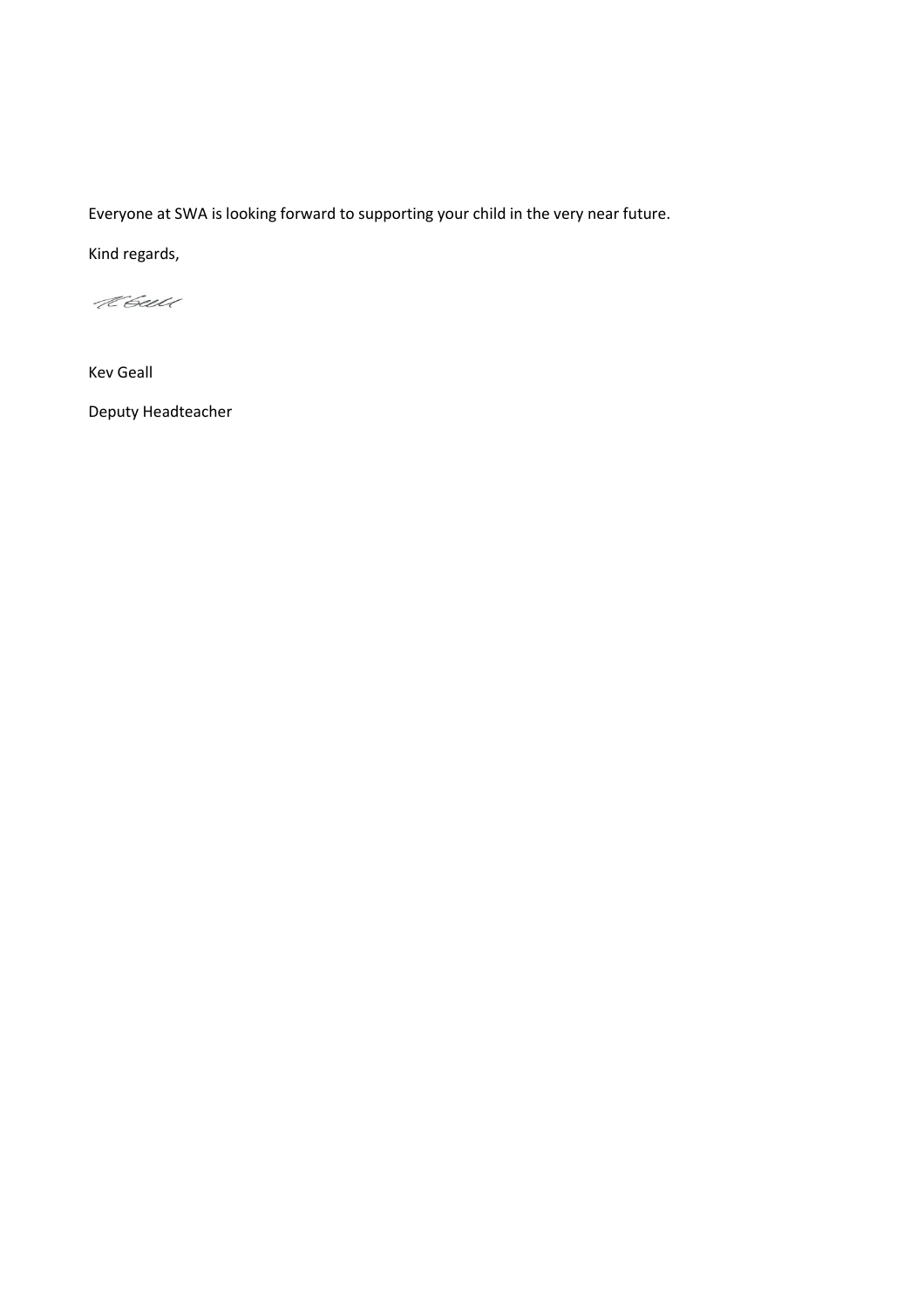Everyone at SWA is looking forward to supporting your child in the very near future.

Kind regards,

Kev Geall

Deputy Headteacher